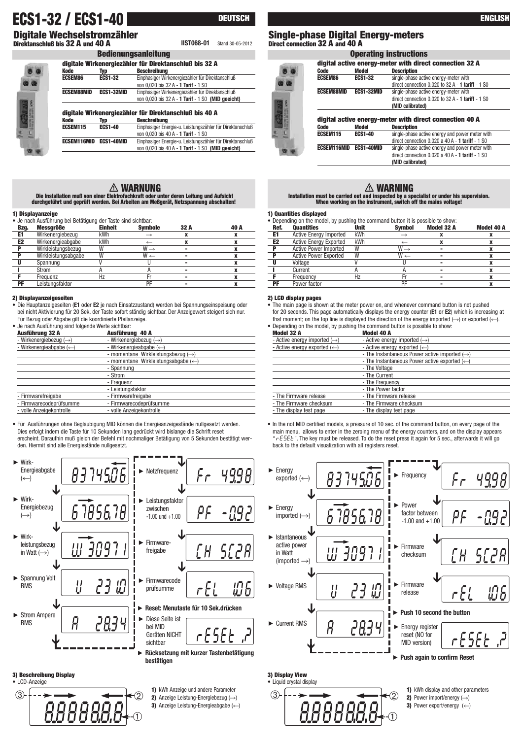# ECS1-32 / ECS1-40

DEUTSCH

## Digitale Wechselstromzähler

**Direktanschluß bis 32 A und 40 A**

IIST068-01 Stand 30-05-2012

### Bedienungsanleitung

**digitale Wirkenergiezähler für Direktanschluß bis 32 A**

| Kode | Typ | Beschreibung |
|---|---|---|
| ECSEM86 | ECS1-32 | Einphasiger Wirkenergiezähler für Direktanschluß von 0,020 bis 32 A - **1 Tarif** - 1 S0 |
| ECSEM88MID | ECS1-32MID | Einphasiger Wirkenergiezähler für Direktanschluß von 0,020 bis 32 A - **1 Tarif** - 1 S0 **(MID geeicht)** |

**digitale Wirkenergiezähler für Direktanschluß bis 40 A**

| Kode | Typ | Beschreibung |
|---|---|---|
| ECSEM115 | ECS1-40 | Einphasiger Energie-u. Leistungszähler für Direktanschluß von 0,020 bis 40 A - **1 Tarif** - 1 S0 |
| ECSEM116MID | ECS1-40MID | Einphasiger Energie-u. Leistungszähler für Direktanschluß von 0,020 bis 40 A - **1 Tarif** - 1 S0 **(MID geeicht)** |

### ⚠ WARNUNG

**Die Installation muß von einer Elektrofachkraft oder unter deren Leitung und Aufsicht durchgeführt und geprüft werden. Bei Arbeiten am Meßgerät, Netzspannung abschalten!**

#### 1) Displayanzeige

- Je nach Ausführung bei Betätigung der Taste sind sichtbar:

| Bzg. | Messgröße | Einheit | Symbole | 32 A | 40 A |
|---|---|---|---|---|---|
| E1 | Wirkenergiebezug | kWh | → | x | x |
| E2 | Wirkenergieabgabe | kWh | ← | x | x |
| P | Wirkleistungsbezug | W | W → | - | x |
| P | Wirkleistungsabgabe | W | W ← | - | x |
| U | Spannung | V | U | - | x |
| I | Strom | A | A | - | x |
| F | Frequenz | Hz | Fr | - | x |
| PF | Leistungsfaktor | | PF | - | x |

#### 2) Displayanzeigeseiten

- Die Hauptanzeigeseiten (**E1** oder **E2** je nach Einsatzzustand) werden bei Spannungseinspeisung oder bei nicht Aktivierung für 20 Sek. der Taste sofort ständig sichtbar. Der Anzeigewert steigert sich nur. Für Bezug oder Abgabe gilt die koordinierte Pfeilanzeige.
- Je nach Ausführung sind folgende Werte sichtbar:

| Ausführung 32 A | Ausführung 40 A |
|---|---|
| - Wirkenergiebezug (→) | - Wirkenergiebezug (→) |
| - Wirkenergieabgabe (←) | - Wirkenergieabgabe (←) |
| | - momentane Wirkleistungsbezug (→) |
| | - momentane Wirkleistungsabgabe (←) |
| | - Spannung |
| | - Strom |
| | - Frequenz |
| | - Leistungsfaktor |
| - Firmwarefreigabe | - Firmwarefreigabe |
| - Firmwarecodeprüfsumme | - Firmwarecodeprüfsumme |
| - volle Anzeigekontrolle | - volle Anzeigekontrolle |

- Für Ausführungen ohne Beglaubigung MID können die Energieanzeigestände nullgesetzt werden. Dies erfolgt indem die Taste für 10 Sekunden lang gedrückt wird bislange die Schrift reset erscheint. Daraufhin muß gleich der Befehl mit nochmaliger Betätigung von 5 Sekunden bestätigt werden. Hiermit sind alle Energiestände nullgesetzt.

- ► Wirk-Energieabgabe (←) — 8374506
- ► Wirk-Energiebezug (→) — 6785678
- ► Wirkleistungsbezug in Watt (→) — W 30971
- ► Spannung Volt RMS — U 231.0
- ► Strom Ampere RMS — A 28.34
- ► Netzfrequenz — Fr 49.98
- ► Leistungsfaktor zwischen -1.00 und +1.00 — PF -0.92
- ► Firmwarefreigabe — CH 5C2A
- ► Firmwarecode prüfsumme — rEL 1.06
- ► **Reset: Menutaste für 10 Sek.drücken**
- ► Diese Seite ist bei MID Geräten NICHT sichtbar — rESEt ?
- ► **Rücksetzung mit kurzer Tastenbetätigung bestätigen**

#### 3) Beschreibung Display

- LCD-Anzeige

1) kWh Anzeige und andere Parameter
2) Anzeige Leistung-Energiebezug (→)
3) Anzeige Leistung-Energieabgabe (←)

ENGLISH

## Single-phase Digital Energy-meters

**Direct connection 32 A and 40 A**

### Operating instructions

**digital active energy-meter with direct connection 32 A**

| Code | Model | Description |
|---|---|---|
| ECSEM86 | ECS1-32 | single-phase active energy-meter with direct connection 0.020 to 32 A - **1 tariff** - 1 S0 |
| ECSEM88MID | ECS1-32MID | single-phase active energy-meter with direct connection 0.020 to 32 A - **1 tariff** - 1 S0 **(MID calibrated)** |

**digital active energy-meter with direct connection 40 A**

| Code | Model | Description |
|---|---|---|
| ECSEM115 | ECS1-40 | single-phase active energy and power meter with direct connection 0.020 a 40 A - **1 tariff** - 1 S0 |
| ECSEM116MID | ECS1-40MID | single-phase active energy and power meter with direct connection 0.020 a 40 A - **1 tariff** - 1 S0 **(MID calibrated)** |

### ⚠ WARNING

**Installation must be carried out and inspected by a specialist or under his supervision. When working on the instrument, switch off the mains voltage!**

#### 1) Quantities displayed

- Depending on the model, by pushing the command button it is possible to show:

| Ref. | Quantities | Unit | Symbol | Model 32 A | Model 40 A |
|---|---|---|---|---|---|
| E1 | Active Energy Imported | kWh | → | x | x |
| E2 | Active Energy Exported | kWh | ← | x | x |
| P | Active Power Imported | W | W → | - | x |
| P | Active Power Exported | W | W ← | - | x |
| U | Voltage | V | U | - | x |
| I | Current | A | A | - | x |
| F | Frequency | Hz | Fr | - | x |
| PF | Power factor | | PF | - | x |

#### 2) LCD display pages

- The main page is shown at the meter power on, and whenever command button is not pushed for 20 seconds. This page automatically displays the energy counter (**E1** or **E2**) which is increasing at that moment; on the top line is displayed the direction of the energy imported (→) or exported (←).
- Depending on the model, by pushing the command button is possible to show:

| Model 32 A | Model 40 A |
|---|---|
| - Active energy imported (→) | - Active energy imported (→) |
| - Active energy exported (←) | - Active energy exported (←) |
| | - The Instantaneous Power active imported (→) |
| | - The Instantaneous Power active exported (←) |
| | - The Voltage |
| | - The Current |
| | - The Frequency |
| | - The Power factor |
| - The Firmware release | - The Firmware release |
| - The Firmware checksum | - The Firmware checksum |
| - The display test page | - The display test page |

- In the not MID certified models, a pressure of 10 sec. of the command button, on every page of the main menu, allows to enter in the zeroing menu of the energy counters, and on the display appears "rESEt". The key must be released. To do the reset press it again for 5 sec., afterwards it will go back to the default visualization with all registers reset.

- ► Energy exported (←) — 8374506
- ► Energy imported (→) — 6785678
- ► Istantaneous active power in Watt (imported →) — W 30971
- ► Voltage RMS — U 231.0
- ► Current RMS — A 28.34
- ► Frequency — Fr 49.98
- ► Power factor between -1.00 and +1.00 — PF -0.92
- ► Firmware checksum — CH 5C2A
- ► Firmware release — rEL 1.06
- ► **Push 10 second the button**
- ► Energy register reset (NO for MID version) — rESEt ?
- ► **Push again to confirm Reset**

#### 3) Display View

- Liquid crystal display

1) kWh display and other parameters
2) Power import/energy (→)
3) Power export/energy (←)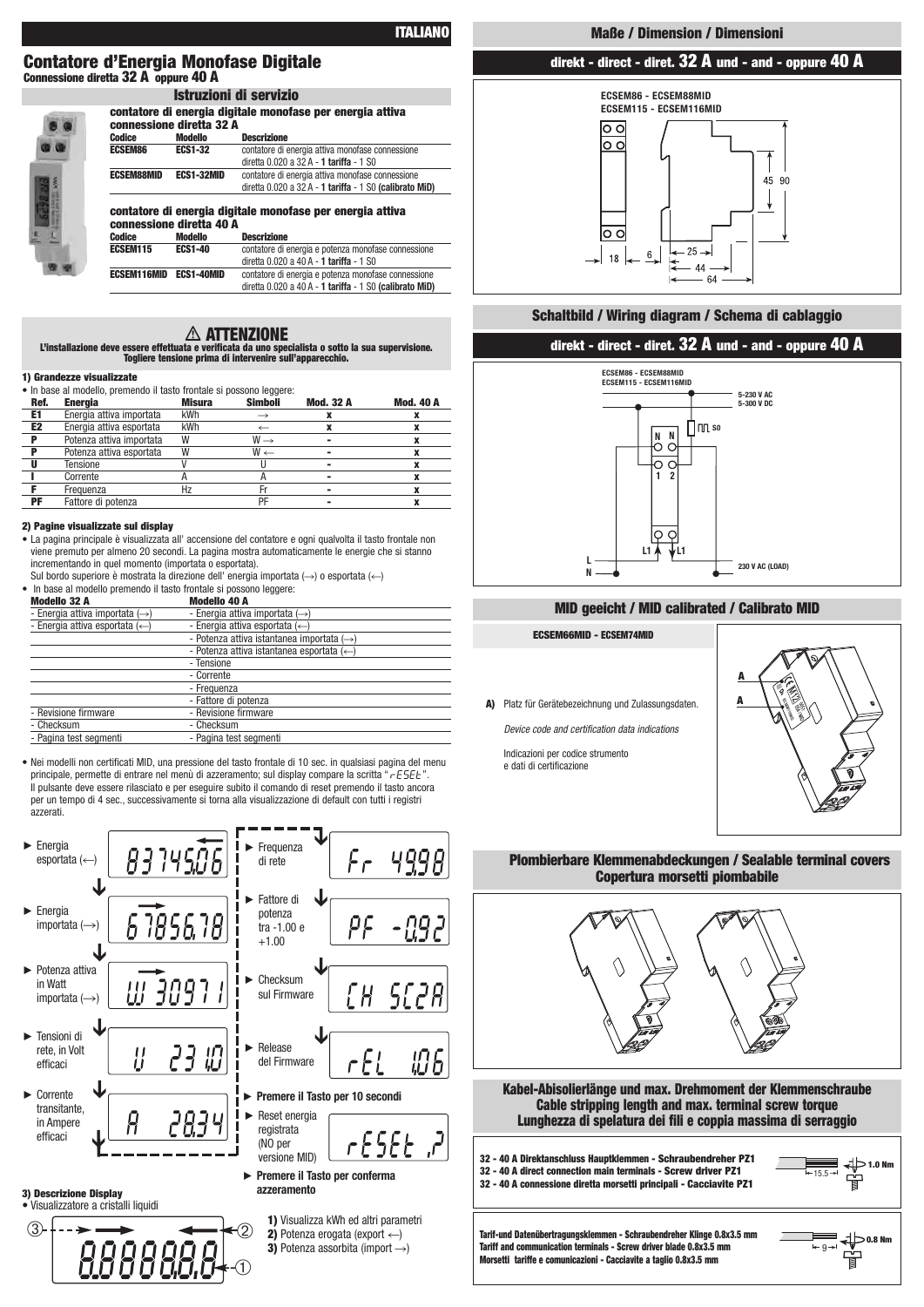# ITALIANO

## Contatore d'Energia Monofase Digitale

**Connessione diretta 32 A oppure 40 A**

### Istruzioni di servizio

**contatore di energia digitale monofase per energia attiva connessione diretta 32 A**

| Codice | Modello | Descrizione |
|---|---|---|
| ECSEM86 | ECS1-32 | contatore di energia attiva monofase connessione diretta 0.020 a 32 A - **1 tariffa** - 1 S0 |
| ECSEM88MID | ECS1-32MID | contatore di energia attiva monofase connessione diretta 0.020 a 32 A - **1 tariffa** - 1 S0 **(calibrato MiD)** |

**contatore di energia digitale monofase per energia attiva connessione diretta 40 A**

| Codice | Modello | Descrizione |
|---|---|---|
| ECSEM115 | ECS1-40 | contatore di energia e potenza monofase connessione diretta 0.020 a 40 A - **1 tariffa** - 1 S0 |
| ECSEM116MID | ECS1-40MID | contatore di energia e potenza monofase connessione diretta 0.020 a 40 A - **1 tariffa** - 1 S0 **(calibrato MiD)** |

### ⚠ ATTENZIONE

**L'installazione deve essere effettuata e verificata da uno specialista o sotto la sua supervisione. Togliere tensione prima di intervenire sull'apparecchio.**

#### 1) Grandezze visualizzate

- In base al modello, premendo il tasto frontale si possono leggere:

| Ref. | Energia | Misura | Simboli | Mod. 32 A | Mod. 40 A |
|---|---|---|---|---|---|
| E1 | Energia attiva importata | kWh | → | x | x |
| E2 | Energia attiva esportata | kWh | ← | x | x |
| P | Potenza attiva importata | W | W → | - | x |
| P | Potenza attiva esportata | W | W ← | - | x |
| U | Tensione | V | U | - | x |
| I | Corrente | A | A | - | x |
| F | Frequenza | Hz | Fr | - | x |
| PF | Fattore di potenza | | PF | - | x |

#### 2) Pagine visualizzate sul display

- La pagina principale è visualizzata all' accensione del contatore e ogni qualvolta il tasto frontale non viene premuto per almeno 20 secondi. La pagina mostra automaticamente le energie che si stanno incrementando in quel momento (importata o esportata).
  Sul bordo superiore è mostrata la direzione dell' energia importata (→) o esportata (←)
- In base al modello premendo il tasto frontale si possono leggere:

| Modello 32 A | Modello 40 A |
|---|---|
| - Energia attiva importata (→) | - Energia attiva importata (→) |
| - Energia attiva esportata (←) | - Energia attiva esportata (←) |
| | - Potenza attiva istantanea importata (→) |
| | - Potenza attiva istantanea esportata (←) |
| | - Tensione |
| | - Corrente |
| | - Frequenza |
| | - Fattore di potenza |
| - Revisione firmware | - Revisione firmware |
| - Checksum | - Checksum |
| - Pagina test segmenti | - Pagina test segmenti |

- Nei modelli non certificati MID, una pressione del tasto frontale di 10 sec. in qualsiasi pagina del menu principale, permette di entrare nel menù di azzeramento; sul display compare la scritta "rESEt". Il pulsante deve essere rilasciato e per eseguire subito il comando di reset premendo il tasto ancora per un tempo di 4 sec., successivamente si torna alla visualizzazione di default con tutti i registri azzerati.

- Energia esportata (←) — 83745.06
- Energia importata (→) — 67856.78
- Potenza attiva in Watt importata (→) — W 30971
- Tensioni di rete, in Volt efficaci — U 231.0
- Corrente transitante, in Ampere efficaci — A 28.34
- Frequenza di rete — Fr 49.98
- Fattore di potenza tra -1.00 e +1.00 — PF -0.92
- Checksum sul Firmware — CH 5C2A
- Release del Firmware — rEL 1.06
- **Premere il Tasto per 10 secondi**
- Reset energia registrata (NO per versione MID) — rESEt ,?
- **Premere il Tasto per conferma azzeramento**

#### 3) Descrizione Display

- Visualizzatore a cristalli liquidi

**1)** Visualizza kWh ed altri parametri
**2)** Potenza erogata (export ←)
**3)** Potenza assorbita (import →)

## Maße / Dimension / Dimensioni

### direkt - direct - diret. 32 A und - and - oppure 40 A

ECSEM86 - ECSEM88MID
ECSEM115 - ECSEM116MID

45 · 90 · 18 · 6 · 25 · 44 · 64

## Schaltbild / Wiring diagram / Schema di cablaggio

### direkt - direct - diret. 32 A und - and - oppure 40 A

ECSEM86 - ECSEM88MID
ECSEM115 - ECSEM116MID

5-230 V AC
5-300 V DC
S0
N N 1 2
L1 L1
L
N
230 V AC (LOAD)

## MID geeicht / MID calibrated / Calibrato MID

**ECSEM66MID - ECSEM74MID**

**A)** Platz für Gerätebezeichnung und Zulassungsdaten.

*Device code and certification data indications*

Indicazioni per codice strumento e dati di certificazione

## Plombierbare Klemmenabdeckungen / Sealable terminal covers / Copertura morsetti piombabile

## Kabel-Abisolierlänge und max. Drehmoment der Klemmenschraube / Cable stripping length and max. terminal screw torque / Lunghezza di spelatura dei fili e coppia massima di serraggio

**32 - 40 A Direktanschluss Hauptklemmen - Schraubendreher PZ1**
**32 - 40 A direct connection main terminals - Screw driver PZ1**
**32 - 40 A connessione diretta morsetti principali - Cacciavite PZ1**

15.5 — 1.0 Nm

**Tarif-und Datenübertragungsklemmen - Schraubendreher Klinge 0.8x3.5 mm**
**Tariff and communication terminals - Screw driver blade 0.8x3.5 mm**
**Morsetti tariffe e comunicazioni - Cacciavite a taglio 0.8x3.5 mm**

9 — 0.8 Nm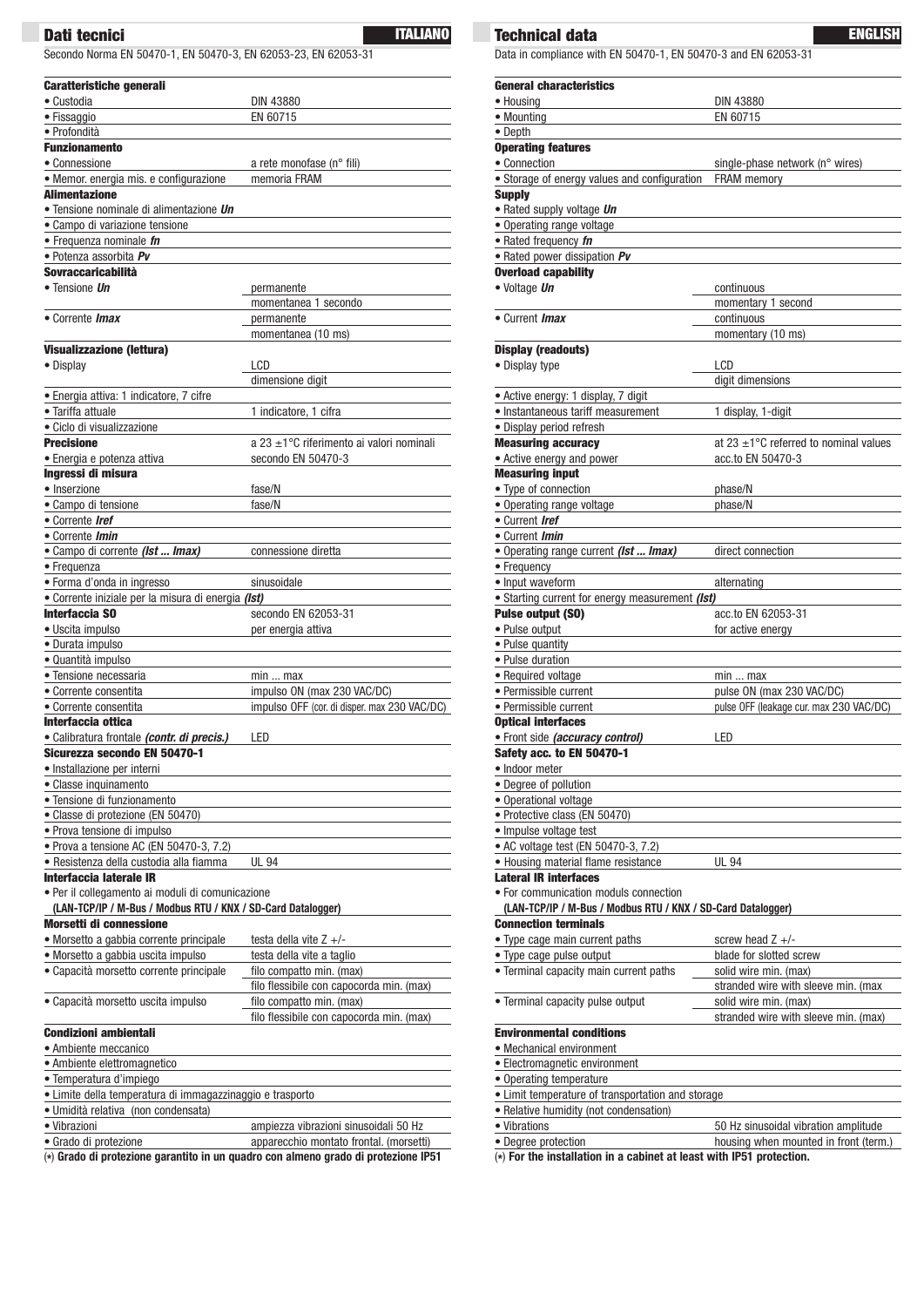## Dati tecnici

**ITALIANO**

Secondo Norma EN 50470-1, EN 50470-3, EN 62053-23, EN 62053-31

| **Caratteristiche generali** | |
|---|---|
| • Custodia | DIN 43880 |
| • Fissaggio | EN 60715 |
| • Profondità | |
| **Funzionamento** | |
| • Connessione | a rete monofase (n° fili) |
| • Memor. energia mis. e configurazione | memoria FRAM |
| **Alimentazione** | |
| • Tensione nominale di alimentazione ***Un*** | |
| • Campo di variazione tensione | |
| • Frequenza nominale ***fn*** | |
| • Potenza assorbita ***Pv*** | |
| **Sovraccaricabilità** | |
| • Tensione ***Un*** | permanente |
| | momentanea 1 secondo |
| • Corrente ***Imax*** | permanente |
| | momentanea (10 ms) |
| **Visualizzazione (lettura)** | |
| • Display | LCD |
| | dimensione digit |
| • Energia attiva: 1 indicatore, 7 cifre | |
| • Tariffa attuale | 1 indicatore, 1 cifra |
| • Ciclo di visualizzazione | |
| **Precisione** | a 23 ±1°C riferimento ai valori nominali |
| • Energia e potenza attiva | secondo EN 50470-3 |
| **Ingressi di misura** | |
| • Inserzione | fase/N |
| • Campo di tensione | fase/N |
| • Corrente ***Iref*** | |
| • Corrente ***Imin*** | |
| • Campo di corrente ***(Ist ... Imax)*** | connessione diretta |
| • Frequenza | |
| • Forma d'onda in ingresso | sinusoidale |
| • Corrente iniziale per la misura di energia ***(Ist)*** | |
| **Interfaccia S0** | secondo EN 62053-31 |
| • Uscita impulso | per energia attiva |
| • Durata impulso | |
| • Quantità impulso | |
| • Tensione necessaria | min ... max |
| • Corrente consentita | impulso ON (max 230 VAC/DC) |
| • Corrente consentita | impulso OFF (cor. di disper. max 230 VAC/DC) |
| **Interfaccia ottica** | |
| • Calibratura frontale ***(contr. di precis.)*** | LED |
| **Sicurezza secondo EN 50470-1** | |
| • Installazione per interni | |
| • Classe inquinamento | |
| • Tensione di funzionamento | |
| • Classe di protezione (EN 50470) | |
| • Prova tensione di impulso | |
| • Prova a tensione AC (EN 50470-3, 7.2) | |
| • Resistenza della custodia alla fiamma | UL 94 |
| **Interfaccia laterale IR** | |
| • Per il collegamento ai moduli di comunicazione | |
| **(LAN-TCP/IP / M-Bus / Modbus RTU / KNX / SD-Card Datalogger)** | |
| **Morsetti di connessione** | |
| • Morsetto a gabbia corrente principale | testa della vite Z +/- |
| • Morsetto a gabbia uscita impulso | testa della vite a taglio |
| • Capacità morsetto corrente principale | filo compatto min. (max) |
| | filo flessibile con capocorda min. (max) |
| • Capacità morsetto uscita impulso | filo compatto min. (max) |
| | filo flessibile con capocorda min. (max) |
| **Condizioni ambientali** | |
| • Ambiente meccanico | |
| • Ambiente elettromagnetico | |
| • Temperatura d'impiego | |
| • Limite della temperatura di immagazzinaggio e trasporto | |
| • Umidità relativa (non condensata) | |
| • Vibrazioni | ampiezza vibrazioni sinusoidali 50 Hz |
| • Grado di protezione | apparecchio montato frontal. (morsetti) |

(*) **Grado di protezione garantito in un quadro con almeno grado di protezione IP51**

## Technical data

**ENGLISH**

Data in compliance with EN 50470-1, EN 50470-3 and EN 62053-31

| **General characteristics** | |
|---|---|
| • Housing | DIN 43880 |
| • Mounting | EN 60715 |
| • Depth | |
| **Operating features** | |
| • Connection | single-phase network (n° wires) |
| • Storage of energy values and configuration | FRAM memory |
| **Supply** | |
| • Rated supply voltage ***Un*** | |
| • Operating range voltage | |
| • Rated frequency ***fn*** | |
| • Rated power dissipation ***Pv*** | |
| **Overload capability** | |
| • Voltage ***Un*** | continuous |
| | momentary 1 second |
| • Current ***Imax*** | continuous |
| | momentary (10 ms) |
| **Display (readouts)** | |
| • Display type | LCD |
| | digit dimensions |
| • Active energy: 1 display, 7 digit | |
| • Instantaneous tariff measurement | 1 display, 1-digit |
| • Display period refresh | |
| **Measuring accuracy** | at 23 ±1°C referred to nominal values |
| • Active energy and power | acc.to EN 50470-3 |
| **Measuring input** | |
| • Type of connection | phase/N |
| • Operating range voltage | phase/N |
| • Current ***Iref*** | |
| • Current ***Imin*** | |
| • Operating range current ***(Ist ... Imax)*** | direct connection |
| • Frequency | |
| • Input waveform | alternating |
| • Starting current for energy measurement ***(Ist)*** | |
| **Pulse output (S0)** | acc.to EN 62053-31 |
| • Pulse output | for active energy |
| • Pulse quantity | |
| • Pulse duration | |
| • Required voltage | min ... max |
| • Permissible current | pulse ON (max 230 VAC/DC) |
| • Permissible current | pulse OFF (leakage cur. max 230 VAC/DC) |
| **Optical interfaces** | |
| • Front side ***(accuracy control)*** | LED |
| **Safety acc. to EN 50470-1** | |
| • Indoor meter | |
| • Degree of pollution | |
| • Operational voltage | |
| • Protective class (EN 50470) | |
| • Impulse voltage test | |
| • AC voltage test (EN 50470-3, 7.2) | |
| • Housing material flame resistance | UL 94 |
| **Lateral IR interfaces** | |
| • For communication moduls connection | |
| **(LAN-TCP/IP / M-Bus / Modbus RTU / KNX / SD-Card Datalogger)** | |
| **Connection terminals** | |
| • Type cage main current paths | screw head Z +/- |
| • Type cage pulse output | blade for slotted screw |
| • Terminal capacity main current paths | solid wire min. (max) |
| | stranded wire with sleeve min. (max |
| • Terminal capacity pulse output | solid wire min. (max) |
| | stranded wire with sleeve min. (max) |
| **Environmental conditions** | |
| • Mechanical environment | |
| • Electromagnetic environment | |
| • Operating temperature | |
| • Limit temperature of transportation and storage | |
| • Relative humidity (not condensation) | |
| • Vibrations | 50 Hz sinusoidal vibration amplitude |
| • Degree protection | housing when mounted in front (term.) |

(*) **For the installation in a cabinet at least with IP51 protection.**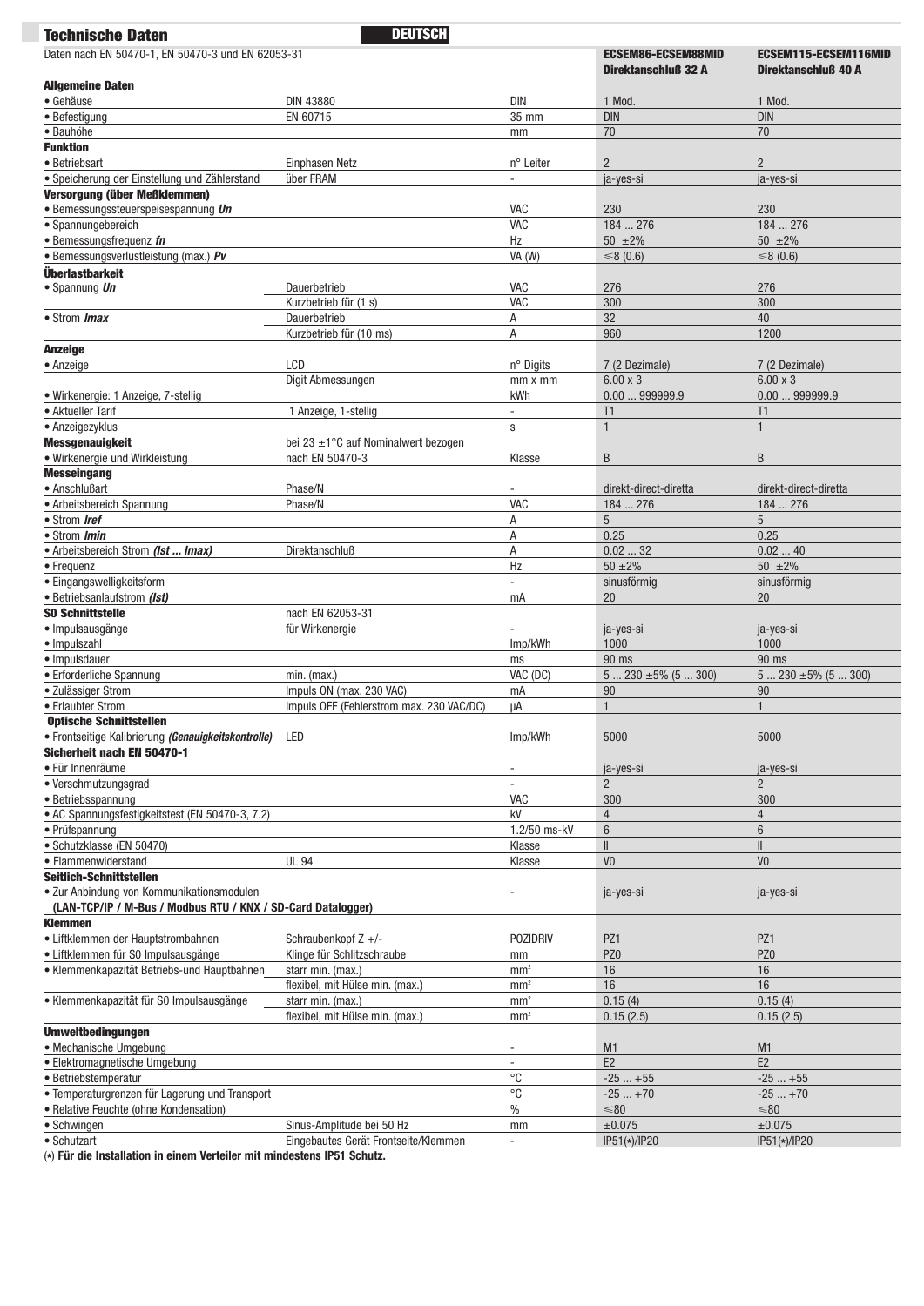# Technische Daten

**DEUTSCH**

| Daten nach EN 50470-1, EN 50470-3 und EN 62053-31 | | | **ECSEM86-ECSEM88MID Direktanschluß 32 A** | **ECSEM115-ECSEM116MID Direktanschluß 40 A** |
|---|---|---|---|---|
| **Allgemeine Daten** | | | | |
| • Gehäuse | DIN 43880 | DIN | 1 Mod. | 1 Mod. |
| • Befestigung | EN 60715 | 35 mm | DIN | DIN |
| • Bauhöhe | | mm | 70 | 70 |
| **Funktion** | | | | |
| • Betriebsart | Einphasen Netz | n° Leiter | 2 | 2 |
| • Speicherung der Einstellung und Zählerstand | über FRAM | - | ja-yes-si | ja-yes-si |
| **Versorgung (über Meßklemmen)** | | | | |
| • Bemessungssteuerspeisespannung ***Un*** | | VAC | 230 | 230 |
| • Spannungebereich | | VAC | 184 ... 276 | 184 ... 276 |
| • Bemessungsfrequenz ***fn*** | | Hz | 50 ±2% | 50 ±2% |
| • Bemessungsverlustleistung (max.) ***Pv*** | | VA (W) | ≤8 (0.6) | ≤8 (0.6) |
| **Überlastbarkeit** | | | | |
| • Spannung ***Un*** | Dauerbetrieb | VAC | 276 | 276 |
| | Kurzbetrieb für (1 s) | VAC | 300 | 300 |
| • Strom ***Imax*** | Dauerbetrieb | A | 32 | 40 |
| | Kurzbetrieb für (10 ms) | A | 960 | 1200 |
| **Anzeige** | | | | |
| • Anzeige | LCD | n° Digits | 7 (2 Dezimale) | 7 (2 Dezimale) |
| | Digit Abmessungen | mm x mm | 6.00 x 3 | 6.00 x 3 |
| • Wirkenergie: 1 Anzeige, 7-stellig | | kWh | 0.00 ... 999999.9 | 0.00 ... 999999.9 |
| • Aktueller Tarif | 1 Anzeige, 1-stellig | - | T1 | T1 |
| • Anzeigezyklus | | s | 1 | 1 |
| **Messgenauigkeit** | bei 23 ±1°C auf Nominalwert bezogen | | | |
| • Wirkenergie und Wirkleistung | nach EN 50470-3 | Klasse | B | B |
| **Messeingang** | | | | |
| • Anschlußart | Phase/N | - | direkt-direct-diretta | direkt-direct-diretta |
| • Arbeitsbereich Spannung | Phase/N | VAC | 184 ... 276 | 184 ... 276 |
| • Strom ***Iref*** | | A | 5 | 5 |
| • Strom ***Imin*** | | A | 0.25 | 0.25 |
| • Arbeitsbereich Strom ***(Ist ... Imax)*** | Direktanschluß | A | 0.02 ... 32 | 0.02 ... 40 |
| • Frequenz | | Hz | 50 ±2% | 50 ±2% |
| • Eingangswelligkeitsform | | - | sinusförmig | sinusförmig |
| • Betriebsanlaufstrom ***(Ist)*** | | mA | 20 | 20 |
| **S0 Schnittstelle** | nach EN 62053-31 | | | |
| • Impulsausgänge | für Wirkenergie | - | ja-yes-si | ja-yes-si |
| • Impulszahl | | Imp/kWh | 1000 | 1000 |
| • Impulsdauer | | ms | 90 ms | 90 ms |
| • Erforderliche Spannung | min. (max.) | VAC (DC) | 5 ... 230 ±5% (5 ... 300) | 5 ... 230 ±5% (5 ... 300) |
| • Zulässiger Strom | Impuls ON (max. 230 VAC) | mA | 90 | 90 |
| • Erlaubter Strom | Impuls OFF (Fehlerstrom max. 230 VAC/DC) | µA | 1 | 1 |
| **Optische Schnittstellen** | | | | |
| • Frontseitige Kalibrierung ***(Genauigkeitskontrolle)*** | LED | Imp/kWh | 5000 | 5000 |
| **Sicherheit nach EN 50470-1** | | | | |
| • Für Innenräume | | - | ja-yes-si | ja-yes-si |
| • Verschmutzungsgrad | | - | 2 | 2 |
| • Betriebsspannung | | VAC | 300 | 300 |
| • AC Spannungsfestigkeitstest (EN 50470-3, 7.2) | | kV | 4 | 4 |
| • Prüfspannung | | 1.2/50 ms-kV | 6 | 6 |
| • Schutzklasse (EN 50470) | | Klasse | II | II |
| • Flammenwiderstand | UL 94 | Klasse | V0 | V0 |
| **Seitlich-Schnittstellen** | | | | |
| • Zur Anbindung von Kommunikationsmodulen **(LAN-TCP/IP / M-Bus / Modbus RTU / KNX / SD-Card Datalogger)** | | - | ja-yes-si | ja-yes-si |
| **Klemmen** | | | | |
| • Liftklemmen der Hauptstrombahnen | Schraubenkopf Z +/- | POZIDRIV | PZ1 | PZ1 |
| • Liftklemmen für S0 Impulsausgänge | Klinge für Schlitzschraube | mm | PZ0 | PZ0 |
| • Klemmenkapazität Betriebs-und Hauptbahnen | starr min. (max.) | mm² | 16 | 16 |
| | flexibel, mit Hülse min. (max.) | mm² | 16 | 16 |
| • Klemmenkapazität für S0 Impulsausgänge | starr min. (max.) | mm² | 0.15 (4) | 0.15 (4) |
| | flexibel, mit Hülse min. (max.) | mm² | 0.15 (2.5) | 0.15 (2.5) |
| **Umweltbedingungen** | | | | |
| • Mechanische Umgebung | | - | M1 | M1 |
| • Elektromagnetische Umgebung | | - | E2 | E2 |
| • Betriebstemperatur | | °C | -25 ... +55 | -25 ... +55 |
| • Temperaturgrenzen für Lagerung und Transport | | °C | -25 ... +70 | -25 ... +70 |
| • Relative Feuchte (ohne Kondensation) | | % | ≤80 | ≤80 |
| • Schwingen | Sinus-Amplitude bei 50 Hz | mm | ±0.075 | ±0.075 |
| • Schutzart | Eingebautes Gerät Frontseite/Klemmen | - | IP51(*)/IP20 | IP51(*)/IP20 |

**(*) Für die Installation in einem Verteiler mit mindestens IP51 Schutz.**